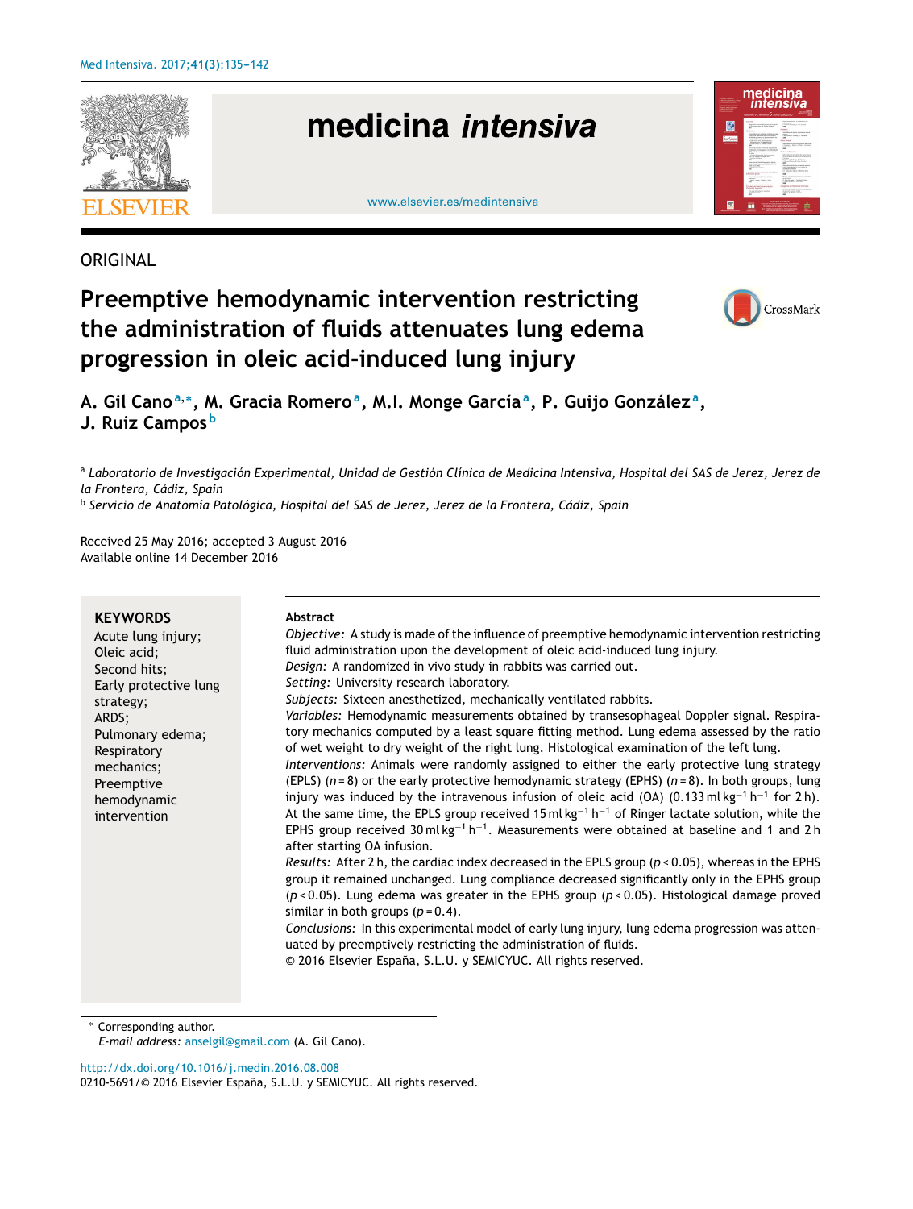ORIGINAL

# Preemptive hemodynamic intervention restricting the administration of fluids attenuates lung edema progression in oleic acid-induced lung injury

A. Gil Cano[a,*], M. Gracia Romero[a], M.I. Monge García[a], P. Guijo González[a], J. Ruiz Campos[b]

[a] *Laboratorio de Investigación Experimental, Unidad de Gestión Clínica de Medicina Intensiva, Hospital del SAS de Jerez, Jerez de la Frontera, Cádiz, Spain*

[b] *Servicio de Anatomía Patológica, Hospital del SAS de Jerez, Jerez de la Frontera, Cádiz, Spain*

Received 25 May 2016; accepted 3 August 2016
Available online 14 December 2016

**KEYWORDS**
Acute lung injury;
Oleic acid;
Second hits;
Early protective lung strategy;
ARDS;
Pulmonary edema;
Respiratory mechanics;
Preemptive hemodynamic intervention

**Abstract**

*Objective:* A study is made of the influence of preemptive hemodynamic intervention restricting fluid administration upon the development of oleic acid-induced lung injury.

*Design:* A randomized in vivo study in rabbits was carried out.

*Setting:* University research laboratory.

*Subjects:* Sixteen anesthetized, mechanically ventilated rabbits.

*Variables:* Hemodynamic measurements obtained by transesophageal Doppler signal. Respiratory mechanics computed by a least square fitting method. Lung edema assessed by the ratio of wet weight to dry weight of the right lung. Histological examination of the left lung.

*Interventions:* Animals were randomly assigned to either the early protective lung strategy (EPLS) ($n = 8$) or the early protective hemodynamic strategy (EPHS) ($n = 8$). In both groups, lung injury was induced by the intravenous infusion of oleic acid (OA) (0.133 ml $kg^{-1}$ $h^{-1}$ for 2 h). At the same time, the EPLS group received 15 ml $kg^{-1}$ $h^{-1}$ of Ringer lactate solution, while the EPHS group received 30 ml $kg^{-1}$ $h^{-1}$. Measurements were obtained at baseline and 1 and 2 h after starting OA infusion.

*Results:* After 2 h, the cardiac index decreased in the EPLS group ($p < 0.05$), whereas in the EPHS group it remained unchanged. Lung compliance decreased significantly only in the EPHS group ($p < 0.05$). Lung edema was greater in the EPHS group ($p < 0.05$). Histological damage proved similar in both groups ($p = 0.4$).

*Conclusions:* In this experimental model of early lung injury, lung edema progression was attenuated by preemptively restricting the administration of fluids.

© 2016 Elsevier España, S.L.U. y SEMICYUC. All rights reserved.

* Corresponding author.
*E-mail address:* anselgil@gmail.com (A. Gil Cano).

http://dx.doi.org/10.1016/j.medin.2016.08.008
0210-5691/© 2016 Elsevier España, S.L.U. y SEMICYUC. All rights reserved.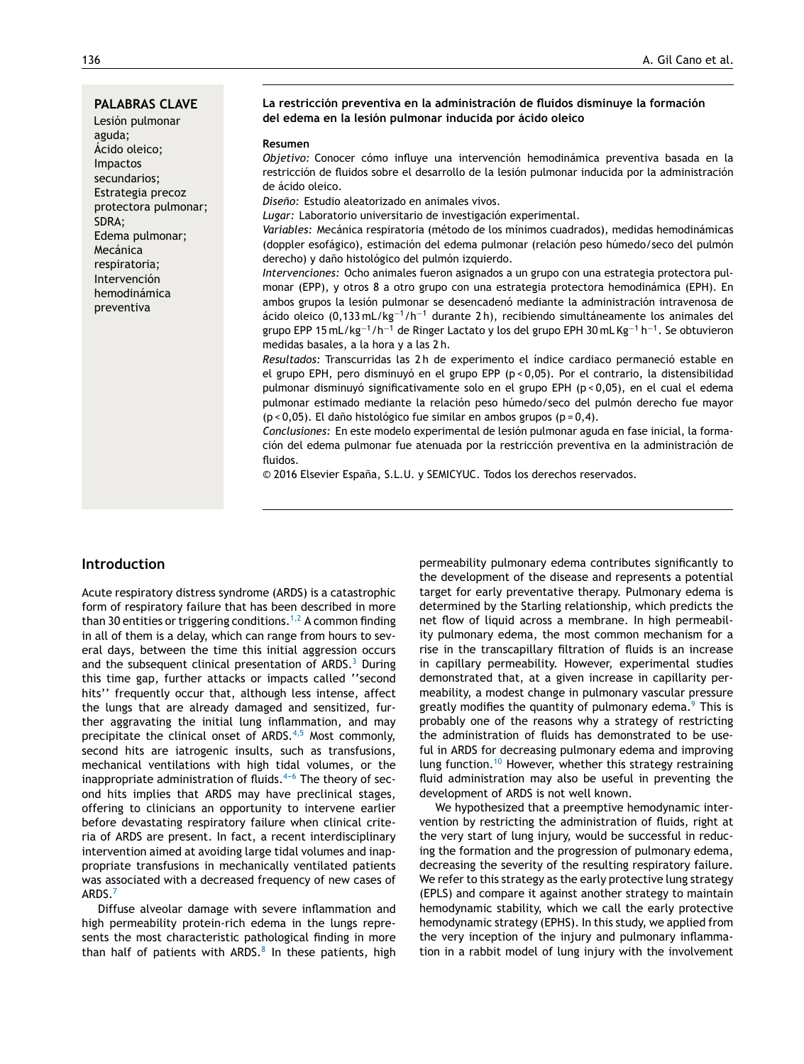**PALABRAS CLAVE**

Lesión pulmonar aguda;
Ácido oleico;
Impactos secundarios;
Estrategia precoz protectora pulmonar;
SDRA;
Edema pulmonar;
Mecánica respiratoria;
Intervención hemodinámica preventiva

**La restricción preventiva en la administración de fluidos disminuye la formación del edema en la lesión pulmonar inducida por ácido oleico**

**Resumen**

*Objetivo:* Conocer cómo influye una intervención hemodinámica preventiva basada en la restricción de fluidos sobre el desarrollo de la lesión pulmonar inducida por la administración de ácido oleico.

*Diseño:* Estudio aleatorizado en animales vivos.

*Lugar:* Laboratorio universitario de investigación experimental.

*Variables:* Mecánica respiratoria (método de los mínimos cuadrados), medidas hemodinámicas (doppler esofágico), estimación del edema pulmonar (relación peso húmedo/seco del pulmón derecho) y daño histológico del pulmón izquierdo.

*Intervenciones:* Ocho animales fueron asignados a un grupo con una estrategia protectora pulmonar (EPP), y otros 8 a otro grupo con una estrategia protectora hemodinámica (EPH). En ambos grupos la lesión pulmonar se desencadenó mediante la administración intravenosa de ácido oleico (0,133 $mL/kg^{-1}/h^{-1}$ durante 2 h), recibiendo simultáneamente los animales del grupo EPP 15 $mL/kg^{-1}/h^{-1}$ de Ringer Lactato y los del grupo EPH 30 $mL\,Kg^{-1}\,h^{-1}$. Se obtuvieron medidas basales, a la hora y a las 2 h.

*Resultados:* Transcurridas las 2 h de experimento el índice cardiaco permaneció estable en el grupo EPH, pero disminuyó en el grupo EPP ($p < 0,05$). Por el contrario, la distensibilidad pulmonar disminuyó significativamente solo en el grupo EPH ($p < 0,05$), en el cual el edema pulmonar estimado mediante la relación peso húmedo/seco del pulmón derecho fue mayor ($p < 0,05$). El daño histológico fue similar en ambos grupos ($p = 0,4$).

*Conclusiones:* En este modelo experimental de lesión pulmonar aguda en fase inicial, la formación del edema pulmonar fue atenuada por la restricción preventiva en la administración de fluidos.

© 2016 Elsevier España, S.L.U. y SEMICYUC. Todos los derechos reservados.

## Introduction

Acute respiratory distress syndrome (ARDS) is a catastrophic form of respiratory failure that has been described in more than 30 entities or triggering conditions.[1,2] A common finding in all of them is a delay, which can range from hours to several days, between the time this initial aggression occurs and the subsequent clinical presentation of ARDS.[3] During this time gap, further attacks or impacts called ''second hits'' frequently occur that, although less intense, affect the lungs that are already damaged and sensitized, further aggravating the initial lung inflammation, and may precipitate the clinical onset of ARDS.[4,5] Most commonly, second hits are iatrogenic insults, such as transfusions, mechanical ventilations with high tidal volumes, or the inappropriate administration of fluids.[4–6] The theory of second hits implies that ARDS may have preclinical stages, offering to clinicians an opportunity to intervene earlier before devastating respiratory failure when clinical criteria of ARDS are present. In fact, a recent interdisciplinary intervention aimed at avoiding large tidal volumes and inappropriate transfusions in mechanically ventilated patients was associated with a decreased frequency of new cases of ARDS.[7]

Diffuse alveolar damage with severe inflammation and high permeability protein-rich edema in the lungs represents the most characteristic pathological finding in more than half of patients with ARDS.[8] In these patients, high permeability pulmonary edema contributes significantly to the development of the disease and represents a potential target for early preventative therapy. Pulmonary edema is determined by the Starling relationship, which predicts the net flow of liquid across a membrane. In high permeability pulmonary edema, the most common mechanism for a rise in the transcapillary filtration of fluids is an increase in capillary permeability. However, experimental studies demonstrated that, at a given increase in capillary permeability, a modest change in pulmonary vascular pressure greatly modifies the quantity of pulmonary edema.[9] This is probably one of the reasons why a strategy of restricting the administration of fluids has demonstrated to be useful in ARDS for decreasing pulmonary edema and improving lung function.[10] However, whether this strategy restraining fluid administration may also be useful in preventing the development of ARDS is not well known.

We hypothesized that a preemptive hemodynamic intervention by restricting the administration of fluids, right at the very start of lung injury, would be successful in reducing the formation and the progression of pulmonary edema, decreasing the severity of the resulting respiratory failure. We refer to this strategy as the early protective lung strategy (EPLS) and compare it against another strategy to maintain hemodynamic stability, which we call the early protective hemodynamic strategy (EPHS). In this study, we applied from the very inception of the injury and pulmonary inflammation in a rabbit model of lung injury with the involvement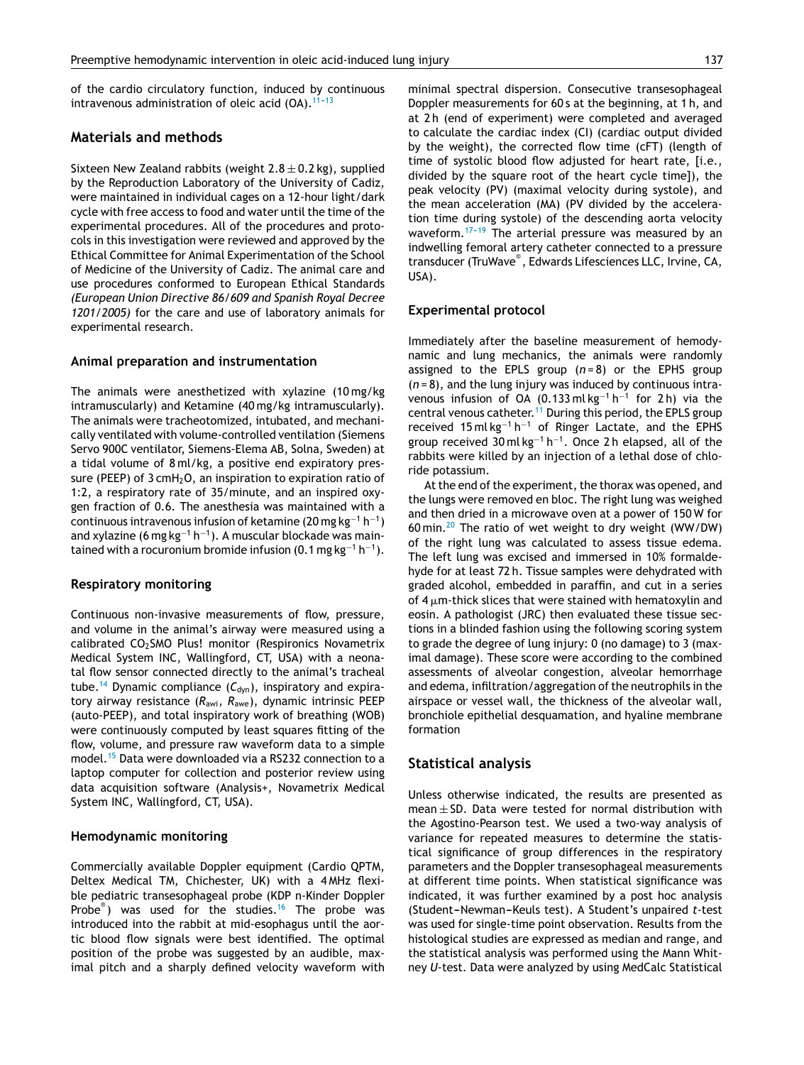of the cardio circulatory function, induced by continuous intravenous administration of oleic acid (OA).[11–13]

## Materials and methods

Sixteen New Zealand rabbits (weight 2.8 ± 0.2 kg), supplied by the Reproduction Laboratory of the University of Cadiz, were maintained in individual cages on a 12-hour light/dark cycle with free access to food and water until the time of the experimental procedures. All of the procedures and protocols in this investigation were reviewed and approved by the Ethical Committee for Animal Experimentation of the School of Medicine of the University of Cadiz. The animal care and use procedures conformed to European Ethical Standards *(European Union Directive 86/609 and Spanish Royal Decree 1201/2005)* for the care and use of laboratory animals for experimental research.

### Animal preparation and instrumentation

The animals were anesthetized with xylazine (10 mg/kg intramuscularly) and Ketamine (40 mg/kg intramuscularly). The animals were tracheotomized, intubated, and mechanically ventilated with volume-controlled ventilation (Siemens Servo 900C ventilator, Siemens-Elema AB, Solna, Sweden) at a tidal volume of 8 ml/kg, a positive end expiratory pressure (PEEP) of 3 $cmH_2O$, an inspiration to expiration ratio of 1:2, a respiratory rate of 35/minute, and an inspired oxygen fraction of 0.6. The anesthesia was maintained with a continuous intravenous infusion of ketamine (20 $mg\,kg^{-1}\,h^{-1}$) and xylazine (6 $mg\,kg^{-1}\,h^{-1}$). A muscular blockade was maintained with a rocuronium bromide infusion (0.1 $mg\,kg^{-1}\,h^{-1}$).

### Respiratory monitoring

Continuous non-invasive measurements of flow, pressure, and volume in the animal's airway were measured using a calibrated $CO_2$SMO Plus! monitor (Respironics Novametrix Medical System INC, Wallingford, CT, USA) with a neonatal flow sensor connected directly to the animal's tracheal tube.[14] Dynamic compliance ($C_{dyn}$), inspiratory and expiratory airway resistance ($R_{awi}$, $R_{awe}$), dynamic intrinsic PEEP (auto-PEEP), and total inspiratory work of breathing (WOB) were continuously computed by least squares fitting of the flow, volume, and pressure raw waveform data to a simple model.[15] Data were downloaded via a RS232 connection to a laptop computer for collection and posterior review using data acquisition software (Analysis+, Novametrix Medical System INC, Wallingford, CT, USA).

### Hemodynamic monitoring

Commercially available Doppler equipment (Cardio QPTM, Deltex Medical TM, Chichester, UK) with a 4 MHz flexible pediatric transesophageal probe (KDP n-Kinder Doppler Probe®) was used for the studies.[16] The probe was introduced into the rabbit at mid-esophagus until the aortic blood flow signals were best identified. The optimal position of the probe was suggested by an audible, maximal pitch and a sharply defined velocity waveform with minimal spectral dispersion. Consecutive transesophageal Doppler measurements for 60 s at the beginning, at 1 h, and at 2 h (end of experiment) were completed and averaged to calculate the cardiac index (CI) (cardiac output divided by the weight), the corrected flow time (cFT) (length of time of systolic blood flow adjusted for heart rate, [i.e., divided by the square root of the heart cycle time]), the peak velocity (PV) (maximal velocity during systole), and the mean acceleration (MA) (PV divided by the acceleration time during systole) of the descending aorta velocity waveform.[17–19] The arterial pressure was measured by an indwelling femoral artery catheter connected to a pressure transducer (TruWave®, Edwards Lifesciences LLC, Irvine, CA, USA).

### Experimental protocol

Immediately after the baseline measurement of hemodynamic and lung mechanics, the animals were randomly assigned to the EPLS group ($n$ = 8) or the EPHS group ($n$ = 8), and the lung injury was induced by continuous intravenous infusion of OA (0.133 $ml\,kg^{-1}\,h^{-1}$ for 2 h) via the central venous catheter.[11] During this period, the EPLS group received 15 $ml\,kg^{-1}\,h^{-1}$ of Ringer Lactate, and the EPHS group received 30 $ml\,kg^{-1}\,h^{-1}$. Once 2 h elapsed, all of the rabbits were killed by an injection of a lethal dose of chloride potassium.

At the end of the experiment, the thorax was opened, and the lungs were removed en bloc. The right lung was weighed and then dried in a microwave oven at a power of 150 W for 60 min.[20] The ratio of wet weight to dry weight (WW/DW) of the right lung was calculated to assess tissue edema. The left lung was excised and immersed in 10% formaldehyde for at least 72 h. Tissue samples were dehydrated with graded alcohol, embedded in paraffin, and cut in a series of 4 μm-thick slices that were stained with hematoxylin and eosin. A pathologist (JRC) then evaluated these tissue sections in a blinded fashion using the following scoring system to grade the degree of lung injury: 0 (no damage) to 3 (maximal damage). These score were according to the combined assessments of alveolar congestion, alveolar hemorrhage and edema, infiltration/aggregation of the neutrophils in the airspace or vessel wall, the thickness of the alveolar wall, bronchiole epithelial desquamation, and hyaline membrane formation

## Statistical analysis

Unless otherwise indicated, the results are presented as mean ± SD. Data were tested for normal distribution with the Agostino-Pearson test. We used a two-way analysis of variance for repeated measures to determine the statistical significance of group differences in the respiratory parameters and the Doppler transesophageal measurements at different time points. When statistical significance was indicated, it was further examined by a post hoc analysis (Student–Newman–Keuls test). A Student's unpaired $t$-test was used for single-time point observation. Results from the histological studies are expressed as median and range, and the statistical analysis was performed using the Mann Whitney $U$-test. Data were analyzed by using MedCalc Statistical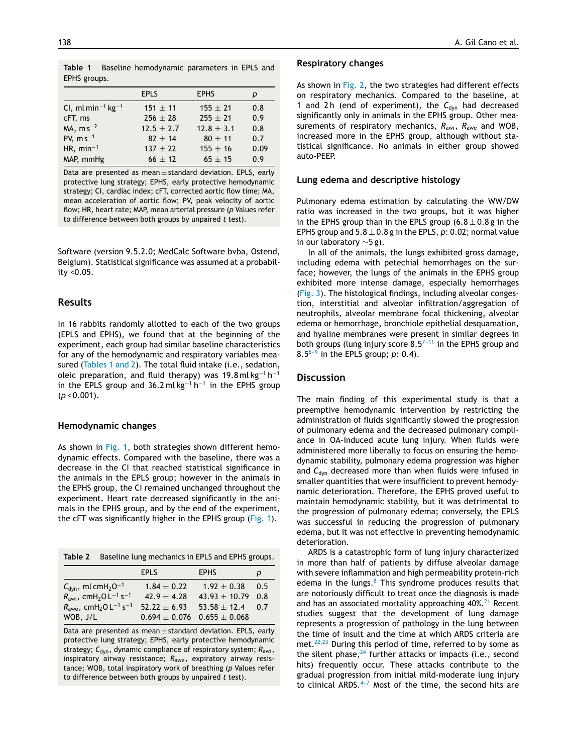**Table 1** Baseline hemodynamic parameters in EPLS and EPHS groups.

| | EPLS | EPHS | *p* |
|---|---|---|---|
| CI, $ml\,min^{-1}\,kg^{-1}$ | 151 ± 11 | 155 ± 21 | 0.8 |
| cFT, ms | 256 ± 28 | 255 ± 21 | 0.9 |
| MA, $m\,s^{-2}$ | 12.5 ± 2.7 | 12.8 ± 3.1 | 0.8 |
| PV, $m\,s^{-1}$ | 82 ± 14 | 80 ± 11 | 0.7 |
| HR, $min^{-1}$ | 137 ± 22 | 155 ± 16 | 0.09 |
| MAP, mmHg | 66 ± 12 | 65 ± 15 | 0.9 |

Data are presented as mean ± standard deviation. EPLS, early protective lung strategy; EPHS, early protective hemodynamic strategy; CI, cardiac index; cFT, corrected aortic flow time; MA, mean acceleration of aortic flow; PV, peak velocity of aortic flow; HR, heart rate; MAP, mean arterial pressure (*p* Values refer to difference between both groups by unpaired *t* test).

Software (version 9.5.2.0; MedCalc Software bvba, Ostend, Belgium). Statistical significance was assumed at a probability <0.05.

## Results

In 16 rabbits randomly allotted to each of the two groups (EPLS and EPHS), we found that at the beginning of the experiment, each group had similar baseline characteristics for any of the hemodynamic and respiratory variables measured (Tables 1 and 2). The total fluid intake (i.e., sedation, oleic preparation, and fluid therapy) was 19.8 $ml\,kg^{-1}\,h^{-1}$ in the EPLS group and 36.2 $ml\,kg^{-1}\,h^{-1}$ in the EPHS group ($p < 0.001$).

### Hemodynamic changes

As shown in Fig. 1, both strategies shown different hemodynamic effects. Compared with the baseline, there was a decrease in the CI that reached statistical significance in the animals in the EPLS group; however in the animals in the EPHS group, the CI remained unchanged throughout the experiment. Heart rate decreased significantly in the animals in the EPHS group, and by the end of the experiment, the cFT was significantly higher in the EPHS group (Fig. 1).

**Table 2** Baseline lung mechanics in EPLS and EPHS groups.

| | EPLS | EPHS | *p* |
|---|---|---|---|
| $C_{dyn}$, $ml\,cmH_2O^{-1}$ | 1.84 ± 0.22 | 1.92 ± 0.38 | 0.5 |
| $R_{awi}$, $cmH_2O\,L^{-1}\,s^{-1}$ | 42.9 ± 4.28 | 43.93 ± 10.79 | 0.8 |
| $R_{awe}$, $cmH_2O\,L^{-1}\,s^{-1}$ | 52.22 ± 6.93 | 53.58 ± 12.4 | 0.7 |
| WOB, J/L | 0.694 ± 0.076 | 0.655 ± 0.068 | |

Data are presented as mean ± standard deviation. EPLS, early protective lung strategy; EPHS, early protective hemodynamic strategy; $C_{dyn}$, dynamic compliance of respiratory system; $R_{awi}$, inspiratory airway resistance; $R_{awe}$, expiratory airway resistance; WOB, total inspiratory work of breathing (*p* Values refer to difference between both groups by unpaired *t* test).

### Respiratory changes

As shown in Fig. 2, the two strategies had different effects on respiratory mechanics. Compared to the baseline, at 1 and 2 h (end of experiment), the $C_{dyn}$ had decreased significantly only in animals in the EPHS group. Other measurements of respiratory mechanics, $R_{awi}$, $R_{awe}$ and WOB, increased more in the EPHS group, although without statistical significance. No animals in either group showed auto-PEEP.

### Lung edema and descriptive histology

Pulmonary edema estimation by calculating the WW/DW ratio was increased in the two groups, but it was higher in the EPHS group than in the EPLS group (6.8 ± 0.8 g in the EPHS group and 5.8 ± 0.8 g in the EPLS, *p*: 0.02; normal value in our laboratory ~5 g).

In all of the animals, the lungs exhibited gross damage, including edema with petechial hemorrhages on the surface; however, the lungs of the animals in the EPHS group exhibited more intense damage, especially hemorrhages (Fig. 3). The histological findings, including alveolar congestion, interstitial and alveolar infiltration/aggregation of neutrophils, alveolar membrane focal thickening, alveolar edema or hemorrhage, bronchiole epithelial desquamation, and hyaline membranes were present in similar degrees in both groups (lung injury score 8.5[7–11] in the EPHS group and 8.5[6–9] in the EPLS group; *p*: 0.4).

## Discussion

The main finding of this experimental study is that a preemptive hemodynamic intervention by restricting the administration of fluids significantly slowed the progression of pulmonary edema and the decreased pulmonary compliance in OA-induced acute lung injury. When fluids were administered more liberally to focus on ensuring the hemodynamic stability, pulmonary edema progression was higher and $C_{dyn}$ decreased more than when fluids were infused in smaller quantities that were insufficient to prevent hemodynamic deterioration. Therefore, the EPHS proved useful to maintain hemodynamic stability, but it was detrimental to the progression of pulmonary edema; conversely, the EPLS was successful in reducing the progression of pulmonary edema, but it was not effective in preventing hemodynamic deterioration.

ARDS is a catastrophic form of lung injury characterized in more than half of patients by diffuse alveolar damage with severe inflammation and high permeability protein-rich edema in the lungs.[8] This syndrome produces results that are notoriously difficult to treat once the diagnosis is made and has an associated mortality approaching 40%.[21] Recent studies suggest that the development of lung damage represents a progression of pathology in the lung between the time of insult and the time at which ARDS criteria are met.[22,23] During this period of time, referred to by some as the silent phase,[24] further attacks or impacts (i.e., second hits) frequently occur. These attacks contribute to the gradual progression from initial mild-moderate lung injury to clinical ARDS.[4–7] Most of the time, the second hits are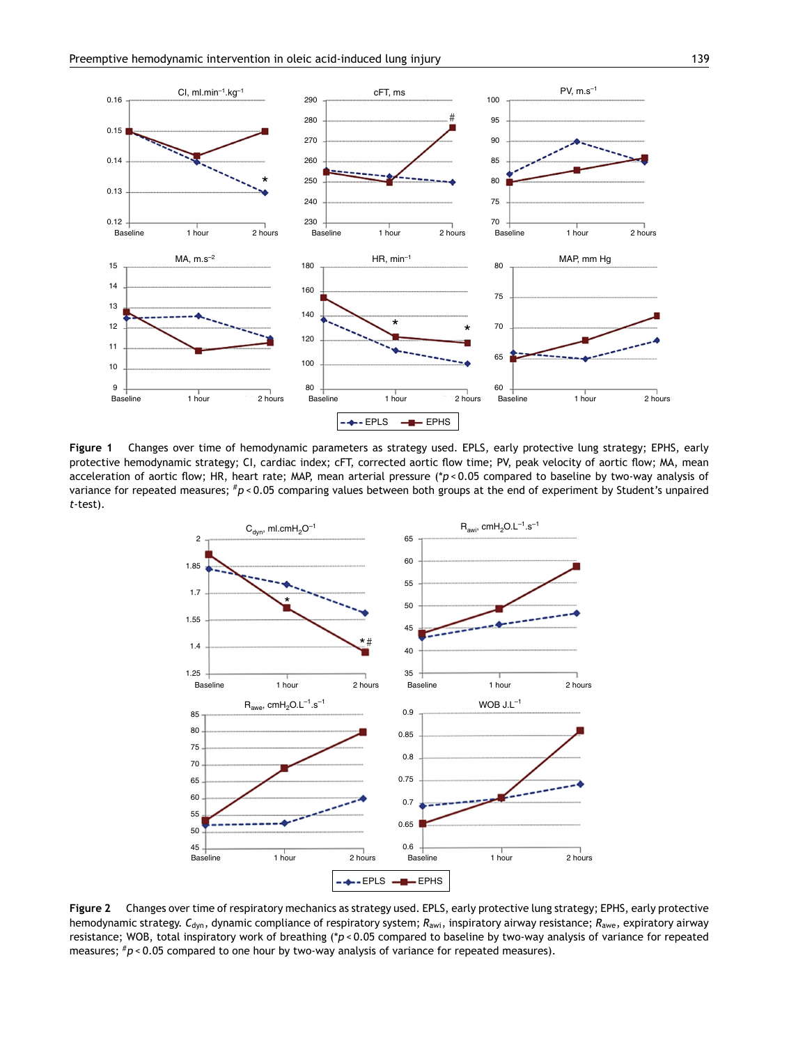**Figure 1** Changes over time of hemodynamic parameters as strategy used. EPLS, early protective lung strategy; EPHS, early protective hemodynamic strategy; CI, cardiac index; cFT, corrected aortic flow time; PV, peak velocity of aortic flow; MA, mean acceleration of aortic flow; HR, heart rate; MAP, mean arterial pressure (*$p < 0.05$ compared to baseline by two-way analysis of variance for repeated measures; #$p < 0.05$ comparing values between both groups at the end of experiment by Student's unpaired *t*-test).

**Figure 2** Changes over time of respiratory mechanics as strategy used. EPLS, early protective lung strategy; EPHS, early protective hemodynamic strategy. $C_{dyn}$, dynamic compliance of respiratory system; $R_{awi}$, inspiratory airway resistance; $R_{awe}$, expiratory airway resistance; WOB, total inspiratory work of breathing (*$p < 0.05$ compared to baseline by two-way analysis of variance for repeated measures; #$p < 0.05$ compared to one hour by two-way analysis of variance for repeated measures).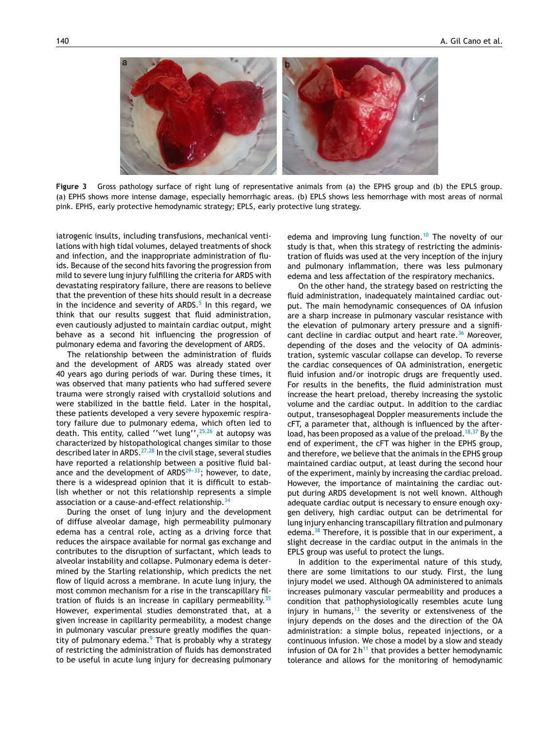Figure 3 Gross pathology surface of right lung of representative animals from (a) the EPHS group and (b) the EPLS group. (a) EPHS shows more intense damage, especially hemorrhagic areas. (b) EPLS shows less hemorrhage with most areas of normal pink. EPHS, early protective hemodynamic strategy; EPLS, early protective lung strategy.

iatrogenic insults, including transfusions, mechanical ventilations with high tidal volumes, delayed treatments of shock and infection, and the inappropriate administration of fluids. Because of the second hits favoring the progression from mild to severe lung injury fulfilling the criteria for ARDS with devastating respiratory failure, there are reasons to believe that the prevention of these hits should result in a decrease in the incidence and severity of ARDS.[5] In this regard, we think that our results suggest that fluid administration, even cautiously adjusted to maintain cardiac output, might behave as a second hit influencing the progression of pulmonary edema and favoring the development of ARDS.

The relationship between the administration of fluids and the development of ARDS was already stated over 40 years ago during periods of war. During these times, it was observed that many patients who had suffered severe trauma were strongly raised with crystalloid solutions and were stabilized in the battle field. Later in the hospital, these patients developed a very severe hypoxemic respiratory failure due to pulmonary edema, which often led to death. This entity, called ''wet lung'',[25,26] at autopsy was characterized by histopathological changes similar to those described later in ARDS.[27,28] In the civil stage, several studies have reported a relationship between a positive fluid balance and the development of ARDS[29-33]; however, to date, there is a widespread opinion that it is difficult to establish whether or not this relationship represents a simple association or a cause-and-effect relationship.[34]

During the onset of lung injury and the development of diffuse alveolar damage, high permeability pulmonary edema has a central role, acting as a driving force that reduces the airspace available for normal gas exchange and contributes to the disruption of surfactant, which leads to alveolar instability and collapse. Pulmonary edema is determined by the Starling relationship, which predicts the net flow of liquid across a membrane. In acute lung injury, the most common mechanism for a rise in the transcapillary filtration of fluids is an increase in capillary permeability.[35] However, experimental studies demonstrated that, at a given increase in capillarity permeability, a modest change in pulmonary vascular pressure greatly modifies the quantity of pulmonary edema.[9] That is probably why a strategy of restricting the administration of fluids has demonstrated to be useful in acute lung injury for decreasing pulmonary edema and improving lung function.[10] The novelty of our study is that, when this strategy of restricting the administration of fluids was used at the very inception of the injury and pulmonary inflammation, there was less pulmonary edema and less affectation of the respiratory mechanics.

On the other hand, the strategy based on restricting the fluid administration, inadequately maintained cardiac output. The main hemodynamic consequences of OA infusion are a sharp increase in pulmonary vascular resistance with the elevation of pulmonary artery pressure and a significant decline in cardiac output and heart rate.[36] Moreover, depending of the doses and the velocity of OA administration, systemic vascular collapse can develop. To reverse the cardiac consequences of OA administration, energetic fluid infusion and/or inotropic drugs are frequently used. For results in the benefits, the fluid administration must increase the heart preload, thereby increasing the systolic volume and the cardiac output. In addition to the cardiac output, transesophageal Doppler measurements include the cFT, a parameter that, although is influenced by the afterload, has been proposed as a value of the preload.[18,37] By the end of experiment, the cFT was higher in the EPHS group, and therefore, we believe that the animals in the EPHS group maintained cardiac output, at least during the second hour of the experiment, mainly by increasing the cardiac preload. However, the importance of maintaining the cardiac output during ARDS development is not well known. Although adequate cardiac output is necessary to ensure enough oxygen delivery, high cardiac output can be detrimental for lung injury enhancing transcapillary filtration and pulmonary edema.[38] Therefore, it is possible that in our experiment, a slight decrease in the cardiac output in the animals in the EPLS group was useful to protect the lungs.

In addition to the experimental nature of this study, there are some limitations to our study. First, the lung injury model we used. Although OA administered to animals increases pulmonary vascular permeability and produces a condition that pathophysiologically resembles acute lung injury in humans,[13] the severity or extensiveness of the injury depends on the doses and the direction of the OA administration: a simple bolus, repeated injections, or a continuous infusion. We chose a model by a slow and steady infusion of OA for 2 h[11] that provides a better hemodynamic tolerance and allows for the monitoring of hemodynamic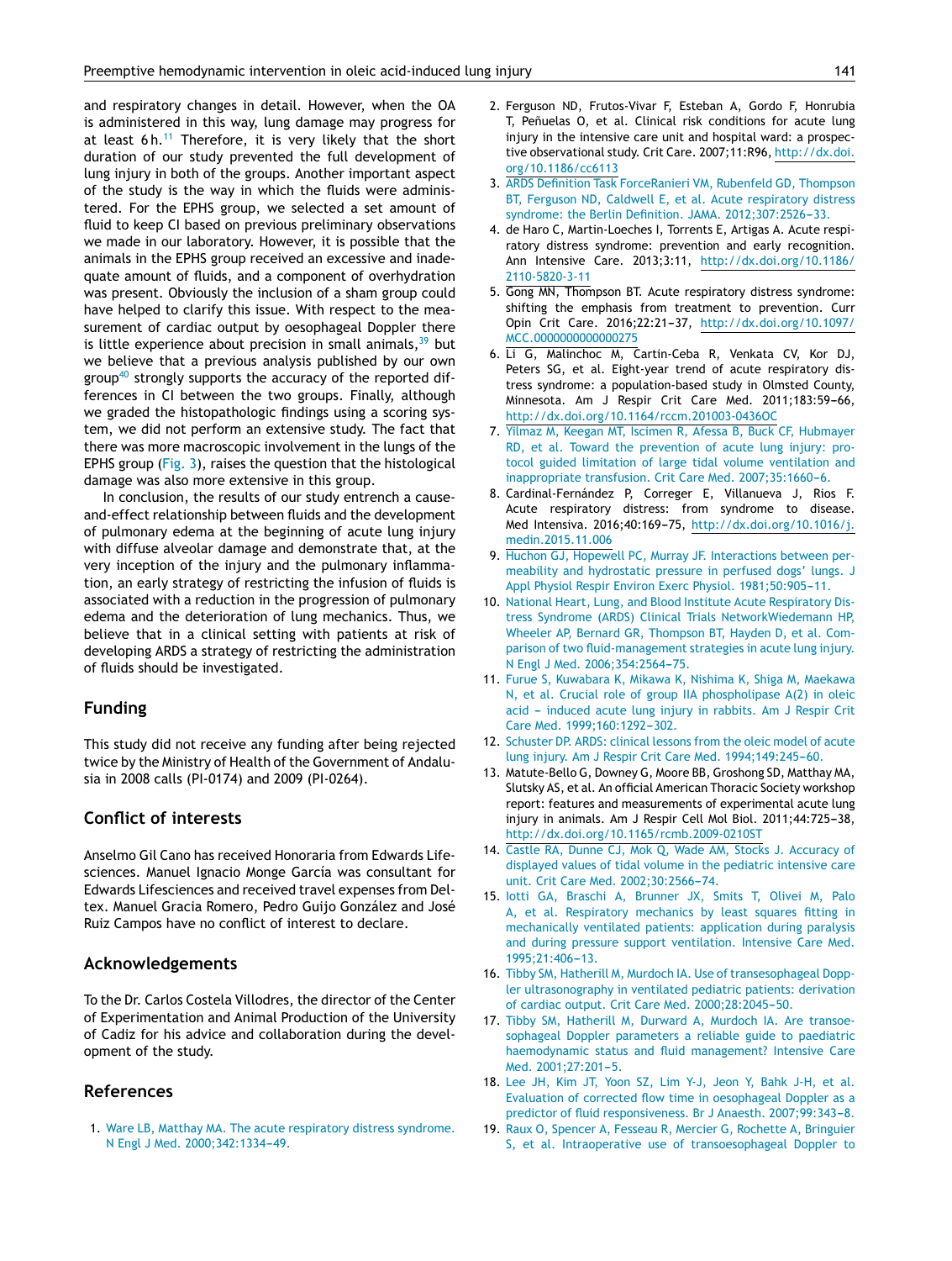and respiratory changes in detail. However, when the OA is administered in this way, lung damage may progress for at least 6 h.[11] Therefore, it is very likely that the short duration of our study prevented the full development of lung injury in both of the groups. Another important aspect of the study is the way in which the fluids were administered. For the EPHS group, we selected a set amount of fluid to keep CI based on previous preliminary observations we made in our laboratory. However, it is possible that the animals in the EPHS group received an excessive and inadequate amount of fluids, and a component of overhydration was present. Obviously the inclusion of a sham group could have helped to clarify this issue. With respect to the measurement of cardiac output by oesophageal Doppler there is little experience about precision in small animals,[39] but we believe that a previous analysis published by our own group[40] strongly supports the accuracy of the reported differences in CI between the two groups. Finally, although we graded the histopathologic findings using a scoring system, we did not perform an extensive study. The fact that there was more macroscopic involvement in the lungs of the EPHS group (Fig. 3), raises the question that the histological damage was also more extensive in this group.

In conclusion, the results of our study entrench a cause-and-effect relationship between fluids and the development of pulmonary edema at the beginning of acute lung injury with diffuse alveolar damage and demonstrate that, at the very inception of the injury and the pulmonary inflammation, an early strategy of restricting the infusion of fluids is associated with a reduction in the progression of pulmonary edema and the deterioration of lung mechanics. Thus, we believe that in a clinical setting with patients at risk of developing ARDS a strategy of restricting the administration of fluids should be investigated.

## Funding

This study did not receive any funding after being rejected twice by the Ministry of Health of the Government of Andalusia in 2008 calls (PI-0174) and 2009 (PI-0264).

## Conflict of interests

Anselmo Gil Cano has received Honoraria from Edwards Lifesciences. Manuel Ignacio Monge García was consultant for Edwards Lifesciences and received travel expenses from Deltex. Manuel Gracia Romero, Pedro Guijo González and José Ruiz Campos have no conflict of interest to declare.

## Acknowledgements

To the Dr. Carlos Costela Villodres, the director of the Center of Experimentation and Animal Production of the University of Cadiz for his advice and collaboration during the development of the study.

## References

1. Ware LB, Matthay MA. The acute respiratory distress syndrome. N Engl J Med. 2000;342:1334–49.
2. Ferguson ND, Frutos-Vivar F, Esteban A, Gordo F, Honrubia T, Peñuelas O, et al. Clinical risk conditions for acute lung injury in the intensive care unit and hospital ward: a prospective observational study. Crit Care. 2007;11:R96, http://dx.doi.org/10.1186/cc6113
3. ARDS Definition Task ForceRanieri VM, Rubenfeld GD, Thompson BT, Ferguson ND, Caldwell E, et al. Acute respiratory distress syndrome: the Berlin Definition. JAMA. 2012;307:2526–33.
4. de Haro C, Martin-Loeches I, Torrents E, Artigas A. Acute respiratory distress syndrome: prevention and early recognition. Ann Intensive Care. 2013;3:11, http://dx.doi.org/10.1186/2110-5820-3-11
5. Gong MN, Thompson BT. Acute respiratory distress syndrome: shifting the emphasis from treatment to prevention. Curr Opin Crit Care. 2016;22:21–37, http://dx.doi.org/10.1097/MCC.0000000000000275
6. Li G, Malinchoc M, Cartin-Ceba R, Venkata CV, Kor DJ, Peters SG, et al. Eight-year trend of acute respiratory distress syndrome: a population-based study in Olmsted County, Minnesota. Am J Respir Crit Care Med. 2011;183:59–66, http://dx.doi.org/10.1164/rccm.201003-0436OC
7. Yilmaz M, Keegan MT, Iscimen R, Afessa B, Buck CF, Hubmayer RD, et al. Toward the prevention of acute lung injury: protocol guided limitation of large tidal volume ventilation and inappropriate transfusion. Crit Care Med. 2007;35:1660–6.
8. Cardinal-Fernández P, Correger E, Villanueva J, Rios F. Acute respiratory distress: from syndrome to disease. Med Intensiva. 2016;40:169–75, http://dx.doi.org/10.1016/j.medin.2015.11.006
9. Huchon GJ, Hopewell PC, Murray JF. Interactions between permeability and hydrostatic pressure in perfused dogs' lungs. J Appl Physiol Respir Environ Exerc Physiol. 1981;50:905–11.
10. National Heart, Lung, and Blood Institute Acute Respiratory Distress Syndrome (ARDS) Clinical Trials NetworkWiedemann HP, Wheeler AP, Bernard GR, Thompson BT, Hayden D, et al. Comparison of two fluid-management strategies in acute lung injury. N Engl J Med. 2006;354:2564–75.
11. Furue S, Kuwabara K, Mikawa K, Nishima K, Shiga M, Maekawa N, et al. Crucial role of group IIA phospholipase A(2) in oleic acid - induced acute lung injury in rabbits. Am J Respir Crit Care Med. 1999;160:1292–302.
12. Schuster DP. ARDS: clinical lessons from the oleic model of acute lung injury. Am J Respir Crit Care Med. 1994;149:245–60.
13. Matute-Bello G, Downey G, Moore BB, Groshong SD, Matthay MA, Slutsky AS, et al. An official American Thoracic Society workshop report: features and measurements of experimental acute lung injury in animals. Am J Respir Cell Mol Biol. 2011;44:725–38, http://dx.doi.org/10.1165/rcmb.2009-0210ST
14. Castle RA, Dunne CJ, Mok Q, Wade AM, Stocks J. Accuracy of displayed values of tidal volume in the pediatric intensive care unit. Crit Care Med. 2002;30:2566–74.
15. Iotti GA, Braschi A, Brunner JX, Smits T, Olivei M, Palo A, et al. Respiratory mechanics by least squares fitting in mechanically ventilated patients: application during paralysis and during pressure support ventilation. Intensive Care Med. 1995;21:406–13.
16. Tibby SM, Hatherill M, Murdoch IA. Use of transesophageal Doppler ultrasonography in ventilated pediatric patients: derivation of cardiac output. Crit Care Med. 2000;28:2045–50.
17. Tibby SM, Hatherill M, Durward A, Murdoch IA. Are transoesophageal Doppler parameters a reliable guide to paediatric haemodynamic status and fluid management? Intensive Care Med. 2001;27:201–5.
18. Lee JH, Kim JT, Yoon SZ, Lim Y-J, Jeon Y, Bahk J-H, et al. Evaluation of corrected flow time in oesophageal Doppler as a predictor of fluid responsiveness. Br J Anaesth. 2007;99:343–8.
19. Raux O, Spencer A, Fesseau R, Mercier G, Rochette A, Bringuier S, et al. Intraoperative use of transoesophageal Doppler to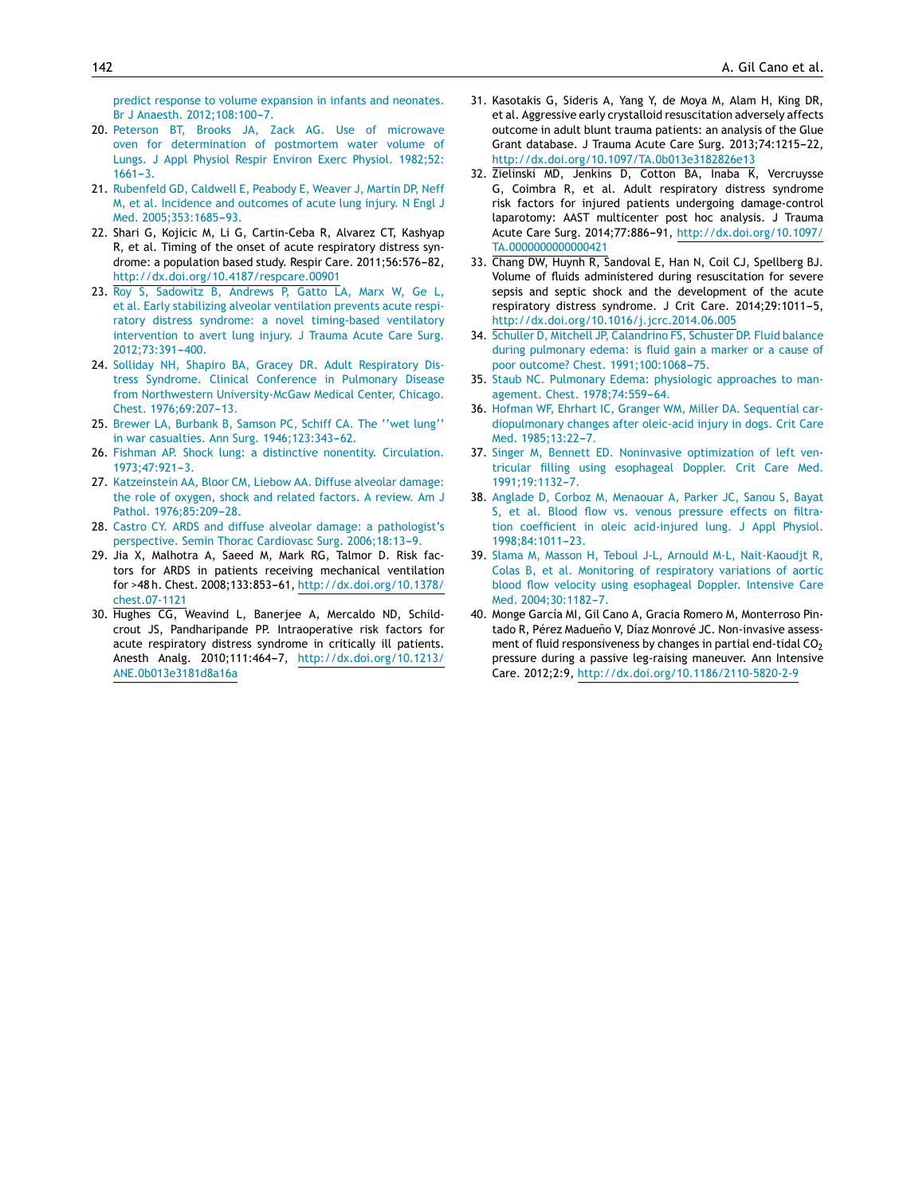predict response to volume expansion in infants and neonates. Br J Anaesth. 2012;108:100–7.

20. Peterson BT, Brooks JA, Zack AG. Use of microwave oven for determination of postmortem water volume of Lungs. J Appl Physiol Respir Environ Exerc Physiol. 1982;52:1661–3.
21. Rubenfeld GD, Caldwell E, Peabody E, Weaver J, Martin DP, Neff M, et al. Incidence and outcomes of acute lung injury. N Engl J Med. 2005;353:1685–93.
22. Shari G, Kojicic M, Li G, Cartin-Ceba R, Alvarez CT, Kashyap R, et al. Timing of the onset of acute respiratory distress syndrome: a population based study. Respir Care. 2011;56:576–82, http://dx.doi.org/10.4187/respcare.00901
23. Roy S, Sadowitz B, Andrews P, Gatto LA, Marx W, Ge L, et al. Early stabilizing alveolar ventilation prevents acute respiratory distress syndrome: a novel timing-based ventilatory intervention to avert lung injury. J Trauma Acute Care Surg. 2012;73:391–400.
24. Solliday NH, Shapiro BA, Gracey DR. Adult Respiratory Distress Syndrome. Clinical Conference in Pulmonary Disease from Northwestern University-McGaw Medical Center, Chicago. Chest. 1976;69:207–13.
25. Brewer LA, Burbank B, Samson PC, Schiff CA. The ''wet lung'' in war casualties. Ann Surg. 1946;123:343–62.
26. Fishman AP. Shock lung: a distinctive nonentity. Circulation. 1973;47:921–3.
27. Katzeinstein AA, Bloor CM, Liebow AA. Diffuse alveolar damage: the role of oxygen, shock and related factors. A review. Am J Pathol. 1976;85:209–28.
28. Castro CY. ARDS and diffuse alveolar damage: a pathologist's perspective. Semin Thorac Cardiovasc Surg. 2006;18:13–9.
29. Jia X, Malhotra A, Saeed M, Mark RG, Talmor D. Risk factors for ARDS in patients receiving mechanical ventilation for >48 h. Chest. 2008;133:853–61, http://dx.doi.org/10.1378/chest.07-1121
30. Hughes CG, Weavind L, Banerjee A, Mercaldo ND, Schildcrout JS, Pandharipande PP. Intraoperative risk factors for acute respiratory distress syndrome in critically ill patients. Anesth Analg. 2010;111:464–7, http://dx.doi.org/10.1213/ANE.0b013e3181d8a16a
31. Kasotakis G, Sideris A, Yang Y, de Moya M, Alam H, King DR, et al. Aggressive early crystalloid resuscitation adversely affects outcome in adult blunt trauma patients: an analysis of the Glue Grant database. J Trauma Acute Care Surg. 2013;74:1215–22, http://dx.doi.org/10.1097/TA.0b013e3182826e13
32. Zielinski MD, Jenkins D, Cotton BA, Inaba K, Vercruysse G, Coimbra R, et al. Adult respiratory distress syndrome risk factors for injured patients undergoing damage-control laparotomy: AAST multicenter post hoc analysis. J Trauma Acute Care Surg. 2014;77:886–91, http://dx.doi.org/10.1097/TA.0000000000000421
33. Chang DW, Huynh R, Sandoval E, Han N, Coil CJ, Spellberg BJ. Volume of fluids administered during resuscitation for severe sepsis and septic shock and the development of the acute respiratory distress syndrome. J Crit Care. 2014;29:1011–5, http://dx.doi.org/10.1016/j.jcrc.2014.06.005
34. Schuller D, Mitchell JP, Calandrino FS, Schuster DP. Fluid balance during pulmonary edema: is fluid gain a marker or a cause of poor outcome? Chest. 1991;100:1068–75.
35. Staub NC. Pulmonary Edema: physiologic approaches to management. Chest. 1978;74:559–64.
36. Hofman WF, Ehrhart IC, Granger WM, Miller DA. Sequential cardiopulmonary changes after oleic-acid injury in dogs. Crit Care Med. 1985;13:22–7.
37. Singer M, Bennett ED. Noninvasive optimization of left ventricular filling using esophageal Doppler. Crit Care Med. 1991;19:1132–7.
38. Anglade D, Corboz M, Menaouar A, Parker JC, Sanou S, Bayat S, et al. Blood flow vs. venous pressure effects on filtration coefficient in oleic acid-injured lung. J Appl Physiol. 1998;84:1011–23.
39. Slama M, Masson H, Teboul J-L, Arnould M-L, Nait-Kaoudjt R, Colas B, et al. Monitoring of respiratory variations of aortic blood flow velocity using esophageal Doppler. Intensive Care Med. 2004;30:1182–7.
40. Monge García MI, Gil Cano A, Gracia Romero M, Monterroso Pintado R, Pérez Madueño V, Díaz Monrové JC. Non-invasive assessment of fluid responsiveness by changes in partial end-tidal $CO_2$ pressure during a passive leg-raising maneuver. Ann Intensive Care. 2012;2:9, http://dx.doi.org/10.1186/2110-5820-2-9